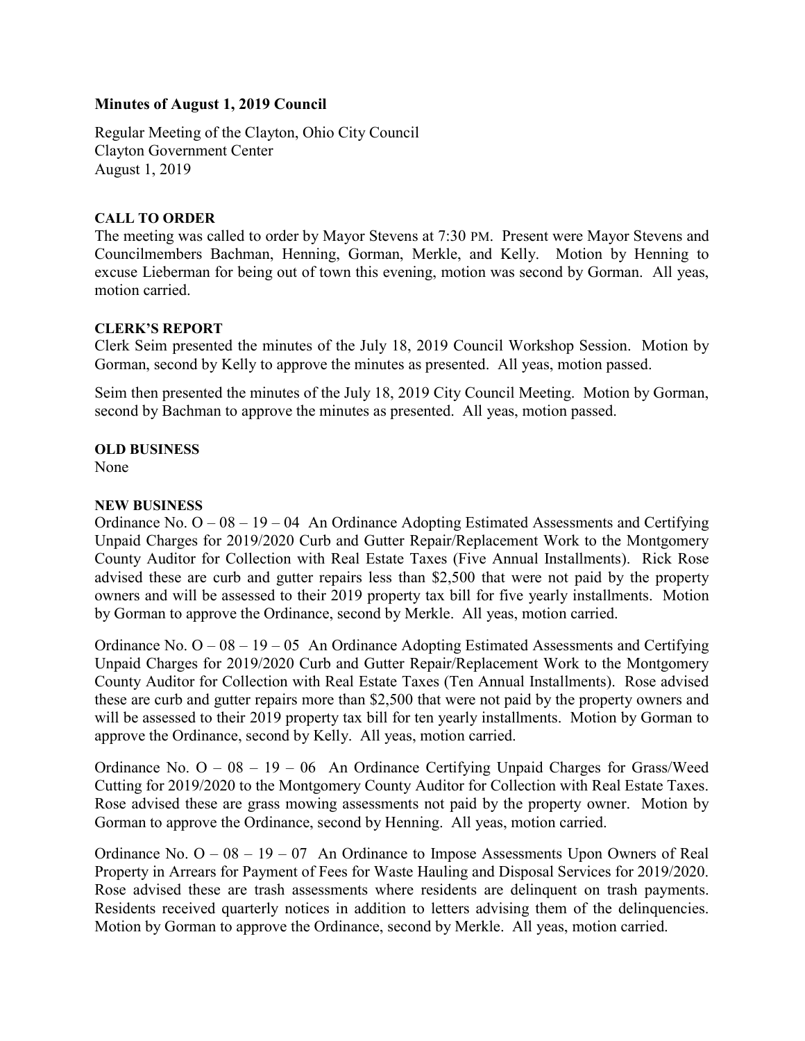**Minutes of August 1, 2019 Council**

Regular Meeting of the Clayton, Ohio City Council
Clayton Government Center
August 1, 2019

**CALL TO ORDER**
The meeting was called to order by Mayor Stevens at 7:30 PM. Present were Mayor Stevens and Councilmembers Bachman, Henning, Gorman, Merkle, and Kelly. Motion by Henning to excuse Lieberman for being out of town this evening, motion was second by Gorman. All yeas, motion carried.

**CLERK'S REPORT**
Clerk Seim presented the minutes of the July 18, 2019 Council Workshop Session. Motion by Gorman, second by Kelly to approve the minutes as presented. All yeas, motion passed.

Seim then presented the minutes of the July 18, 2019 City Council Meeting. Motion by Gorman, second by Bachman to approve the minutes as presented. All yeas, motion passed.

**OLD BUSINESS**
None

**NEW BUSINESS**
Ordinance No. O – 08 – 19 – 04 An Ordinance Adopting Estimated Assessments and Certifying Unpaid Charges for 2019/2020 Curb and Gutter Repair/Replacement Work to the Montgomery County Auditor for Collection with Real Estate Taxes (Five Annual Installments). Rick Rose advised these are curb and gutter repairs less than $2,500 that were not paid by the property owners and will be assessed to their 2019 property tax bill for five yearly installments. Motion by Gorman to approve the Ordinance, second by Merkle. All yeas, motion carried.

Ordinance No. O – 08 – 19 – 05 An Ordinance Adopting Estimated Assessments and Certifying Unpaid Charges for 2019/2020 Curb and Gutter Repair/Replacement Work to the Montgomery County Auditor for Collection with Real Estate Taxes (Ten Annual Installments). Rose advised these are curb and gutter repairs more than $2,500 that were not paid by the property owners and will be assessed to their 2019 property tax bill for ten yearly installments. Motion by Gorman to approve the Ordinance, second by Kelly. All yeas, motion carried.

Ordinance No. O – 08 – 19 – 06 An Ordinance Certifying Unpaid Charges for Grass/Weed Cutting for 2019/2020 to the Montgomery County Auditor for Collection with Real Estate Taxes. Rose advised these are grass mowing assessments not paid by the property owner. Motion by Gorman to approve the Ordinance, second by Henning. All yeas, motion carried.

Ordinance No. O – 08 – 19 – 07 An Ordinance to Impose Assessments Upon Owners of Real Property in Arrears for Payment of Fees for Waste Hauling and Disposal Services for 2019/2020. Rose advised these are trash assessments where residents are delinquent on trash payments. Residents received quarterly notices in addition to letters advising them of the delinquencies. Motion by Gorman to approve the Ordinance, second by Merkle. All yeas, motion carried.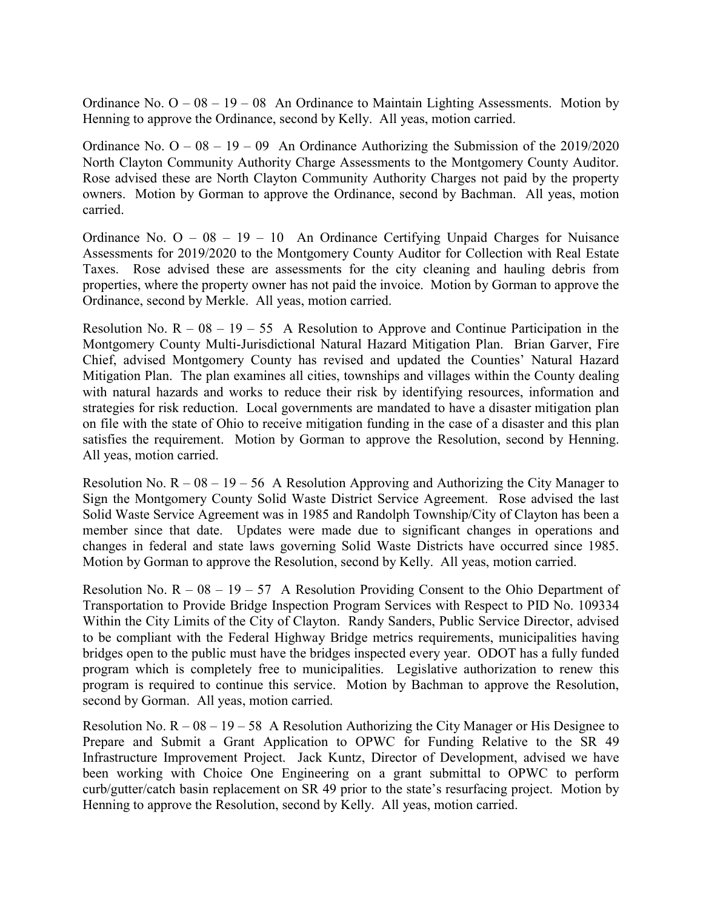Ordinance No. O – 08 – 19 – 08 An Ordinance to Maintain Lighting Assessments. Motion by Henning to approve the Ordinance, second by Kelly. All yeas, motion carried.

Ordinance No. O – 08 – 19 – 09 An Ordinance Authorizing the Submission of the 2019/2020 North Clayton Community Authority Charge Assessments to the Montgomery County Auditor. Rose advised these are North Clayton Community Authority Charges not paid by the property owners. Motion by Gorman to approve the Ordinance, second by Bachman. All yeas, motion carried.

Ordinance No. O – 08 – 19 – 10 An Ordinance Certifying Unpaid Charges for Nuisance Assessments for 2019/2020 to the Montgomery County Auditor for Collection with Real Estate Taxes. Rose advised these are assessments for the city cleaning and hauling debris from properties, where the property owner has not paid the invoice. Motion by Gorman to approve the Ordinance, second by Merkle. All yeas, motion carried.

Resolution No. R – 08 – 19 – 55 A Resolution to Approve and Continue Participation in the Montgomery County Multi-Jurisdictional Natural Hazard Mitigation Plan. Brian Garver, Fire Chief, advised Montgomery County has revised and updated the Counties' Natural Hazard Mitigation Plan. The plan examines all cities, townships and villages within the County dealing with natural hazards and works to reduce their risk by identifying resources, information and strategies for risk reduction. Local governments are mandated to have a disaster mitigation plan on file with the state of Ohio to receive mitigation funding in the case of a disaster and this plan satisfies the requirement. Motion by Gorman to approve the Resolution, second by Henning. All yeas, motion carried.

Resolution No. R – 08 – 19 – 56 A Resolution Approving and Authorizing the City Manager to Sign the Montgomery County Solid Waste District Service Agreement. Rose advised the last Solid Waste Service Agreement was in 1985 and Randolph Township/City of Clayton has been a member since that date. Updates were made due to significant changes in operations and changes in federal and state laws governing Solid Waste Districts have occurred since 1985. Motion by Gorman to approve the Resolution, second by Kelly. All yeas, motion carried.

Resolution No. R – 08 – 19 – 57 A Resolution Providing Consent to the Ohio Department of Transportation to Provide Bridge Inspection Program Services with Respect to PID No. 109334 Within the City Limits of the City of Clayton. Randy Sanders, Public Service Director, advised to be compliant with the Federal Highway Bridge metrics requirements, municipalities having bridges open to the public must have the bridges inspected every year. ODOT has a fully funded program which is completely free to municipalities. Legislative authorization to renew this program is required to continue this service. Motion by Bachman to approve the Resolution, second by Gorman. All yeas, motion carried.

Resolution No. R – 08 – 19 – 58 A Resolution Authorizing the City Manager or His Designee to Prepare and Submit a Grant Application to OPWC for Funding Relative to the SR 49 Infrastructure Improvement Project. Jack Kuntz, Director of Development, advised we have been working with Choice One Engineering on a grant submittal to OPWC to perform curb/gutter/catch basin replacement on SR 49 prior to the state's resurfacing project. Motion by Henning to approve the Resolution, second by Kelly. All yeas, motion carried.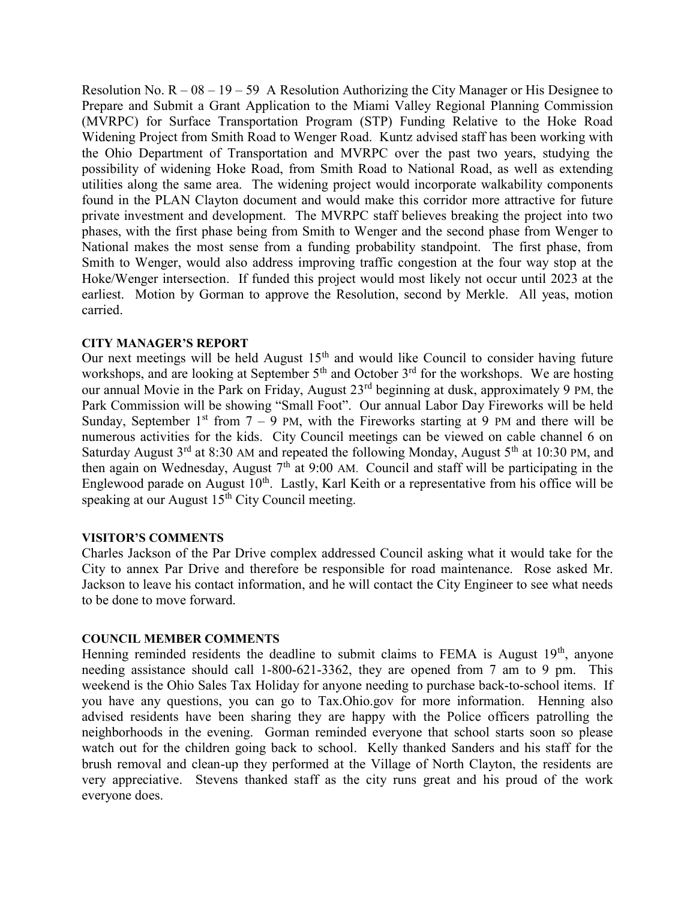Resolution No. R – 08 – 19 – 59 A Resolution Authorizing the City Manager or His Designee to Prepare and Submit a Grant Application to the Miami Valley Regional Planning Commission (MVRPC) for Surface Transportation Program (STP) Funding Relative to the Hoke Road Widening Project from Smith Road to Wenger Road. Kuntz advised staff has been working with the Ohio Department of Transportation and MVRPC over the past two years, studying the possibility of widening Hoke Road, from Smith Road to National Road, as well as extending utilities along the same area. The widening project would incorporate walkability components found in the PLAN Clayton document and would make this corridor more attractive for future private investment and development. The MVRPC staff believes breaking the project into two phases, with the first phase being from Smith to Wenger and the second phase from Wenger to National makes the most sense from a funding probability standpoint. The first phase, from Smith to Wenger, would also address improving traffic congestion at the four way stop at the Hoke/Wenger intersection. If funded this project would most likely not occur until 2023 at the earliest. Motion by Gorman to approve the Resolution, second by Merkle. All yeas, motion carried.

**CITY MANAGER'S REPORT**

Our next meetings will be held August 15th and would like Council to consider having future workshops, and are looking at September 5th and October 3rd for the workshops. We are hosting our annual Movie in the Park on Friday, August 23rd beginning at dusk, approximately 9 PM, the Park Commission will be showing "Small Foot". Our annual Labor Day Fireworks will be held Sunday, September 1st from 7 – 9 PM, with the Fireworks starting at 9 PM and there will be numerous activities for the kids. City Council meetings can be viewed on cable channel 6 on Saturday August 3rd at 8:30 AM and repeated the following Monday, August 5th at 10:30 PM, and then again on Wednesday, August 7th at 9:00 AM. Council and staff will be participating in the Englewood parade on August 10th. Lastly, Karl Keith or a representative from his office will be speaking at our August 15th City Council meeting.

**VISITOR'S COMMENTS**

Charles Jackson of the Par Drive complex addressed Council asking what it would take for the City to annex Par Drive and therefore be responsible for road maintenance. Rose asked Mr. Jackson to leave his contact information, and he will contact the City Engineer to see what needs to be done to move forward.

**COUNCIL MEMBER COMMENTS**

Henning reminded residents the deadline to submit claims to FEMA is August 19th, anyone needing assistance should call 1-800-621-3362, they are opened from 7 am to 9 pm. This weekend is the Ohio Sales Tax Holiday for anyone needing to purchase back-to-school items. If you have any questions, you can go to Tax.Ohio.gov for more information. Henning also advised residents have been sharing they are happy with the Police officers patrolling the neighborhoods in the evening. Gorman reminded everyone that school starts soon so please watch out for the children going back to school. Kelly thanked Sanders and his staff for the brush removal and clean-up they performed at the Village of North Clayton, the residents are very appreciative. Stevens thanked staff as the city runs great and his proud of the work everyone does.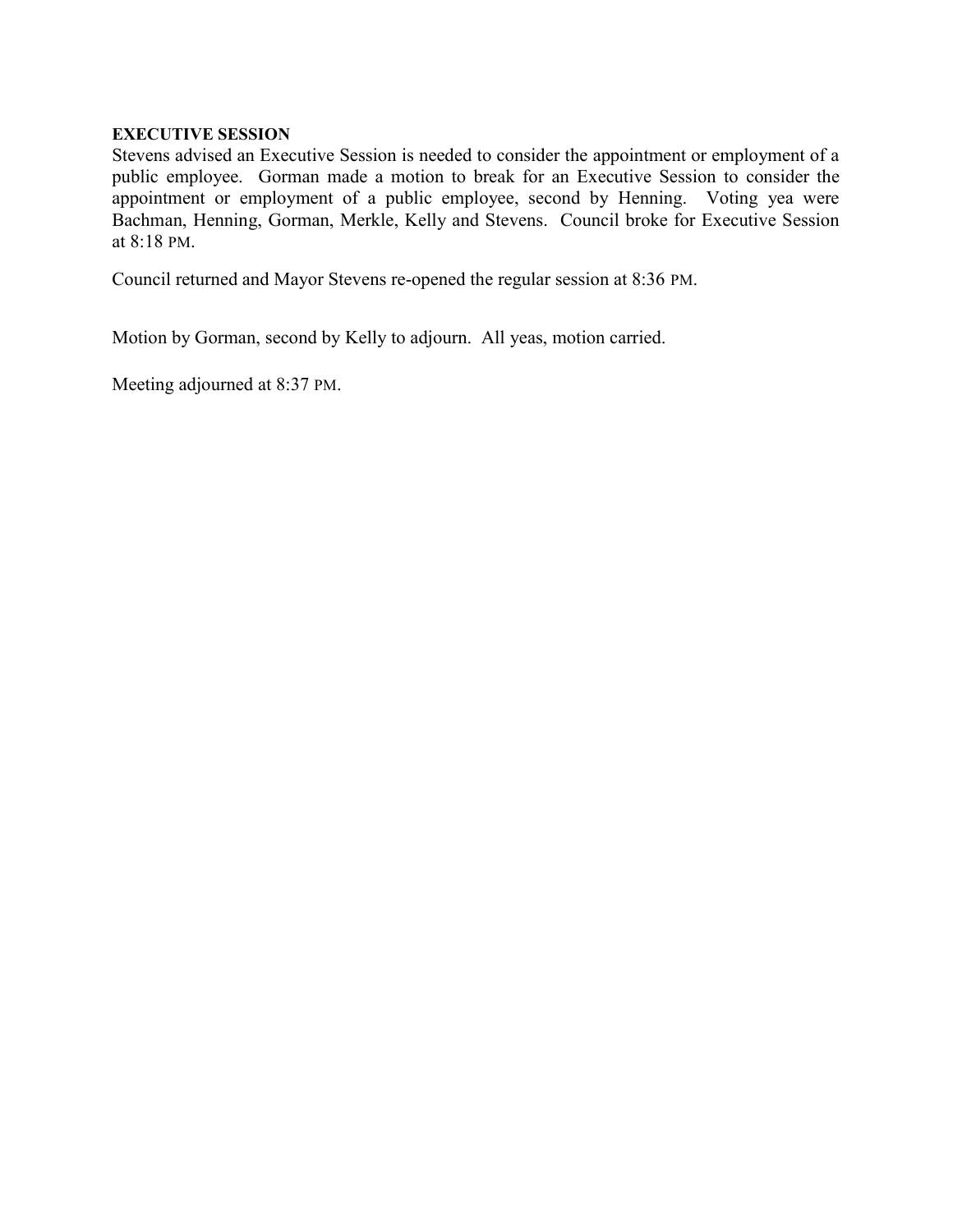**EXECUTIVE SESSION**

Stevens advised an Executive Session is needed to consider the appointment or employment of a public employee. Gorman made a motion to break for an Executive Session to consider the appointment or employment of a public employee, second by Henning. Voting yea were Bachman, Henning, Gorman, Merkle, Kelly and Stevens. Council broke for Executive Session at 8:18 PM.

Council returned and Mayor Stevens re-opened the regular session at 8:36 PM.

Motion by Gorman, second by Kelly to adjourn. All yeas, motion carried.

Meeting adjourned at 8:37 PM.